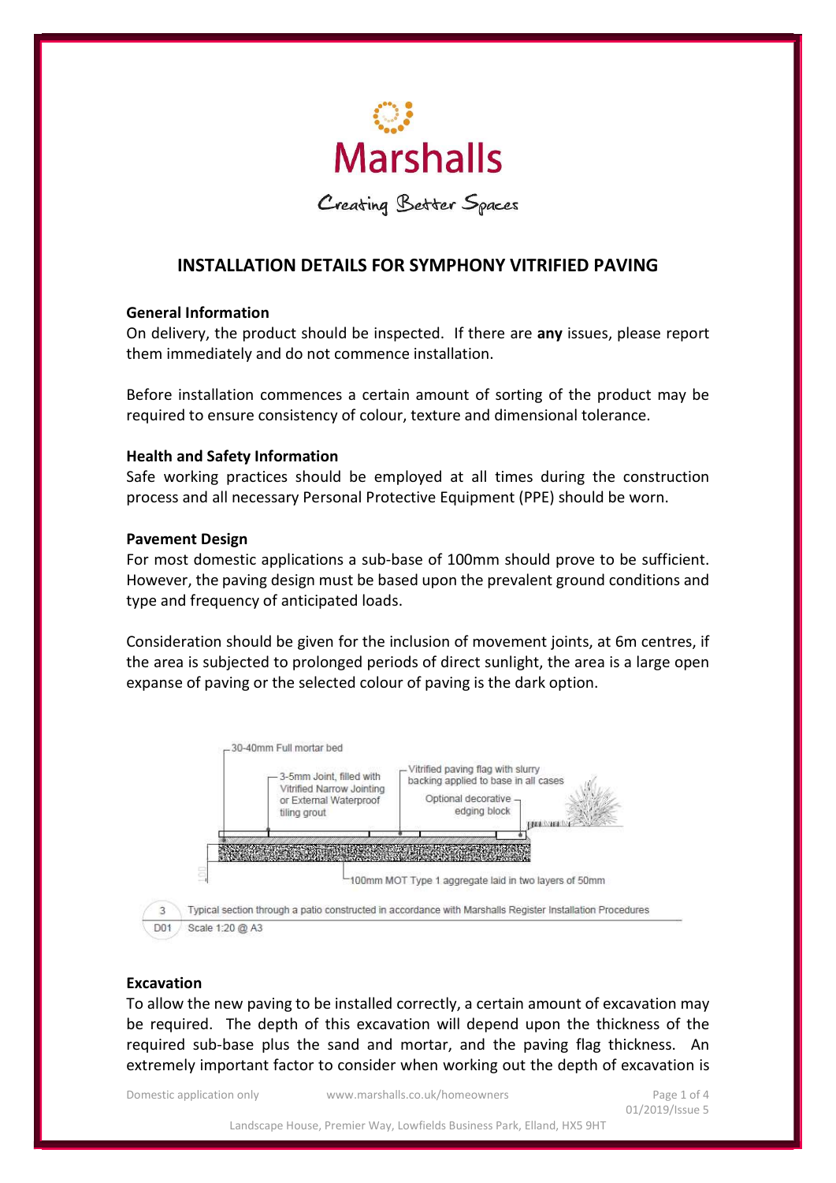Marshalls

Creating Better Spaces

# INSTALLATION DETAILS FOR SYMPHONY VITRIFIED PAVING

### General Information

On delivery, the product should be inspected. If there are **any** issues, please report them immediately and do not commence installation.

Before installation commences a certain amount of sorting of the product may be required to ensure consistency of colour, texture and dimensional tolerance.

### Health and Safety Information

Safe working practices should be employed at all times during the construction process and all necessary Personal Protective Equipment (PPE) should be worn.

### Pavement Design

For most domestic applications a sub-base of 100mm should prove to be sufficient. However, the paving design must be based upon the prevalent ground conditions and type and frequency of anticipated loads.

Consideration should be given for the inclusion of movement joints, at 6m centres, if the area is subjected to prolonged periods of direct sunlight, the area is a large open expanse of paving or the selected colour of paving is the dark option.

30-40mm Full mortar bed

3-5mm Joint, filled with Vitrified Narrow Jointing or External Waterproof tiling grout

Vitrified paving flag with slurry backing applied to base in all cases

Optional decorative edging block

100mm MOT Type 1 aggregate laid in two layers of 50mm

3 / D01 — Typical section through a patio constructed in accordance with Marshalls Register Installation Procedures. Scale 1:20 @ A3

### Excavation

To allow the new paving to be installed correctly, a certain amount of excavation may be required. The depth of this excavation will depend upon the thickness of the required sub-base plus the sand and mortar, and the paving flag thickness. An extremely important factor to consider when working out the depth of excavation is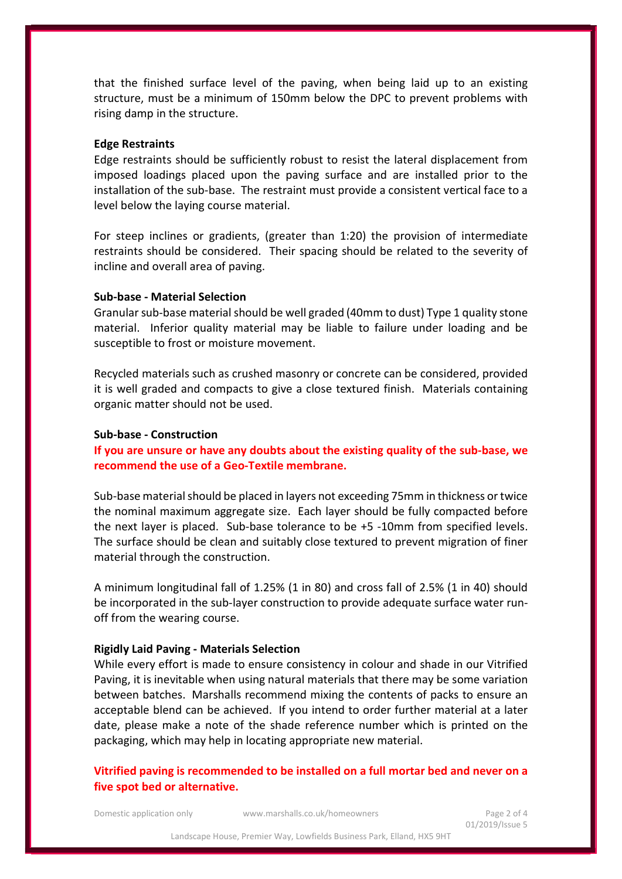that the finished surface level of the paving, when being laid up to an existing structure, must be a minimum of 150mm below the DPC to prevent problems with rising damp in the structure.

**Edge Restraints**

Edge restraints should be sufficiently robust to resist the lateral displacement from imposed loadings placed upon the paving surface and are installed prior to the installation of the sub-base. The restraint must provide a consistent vertical face to a level below the laying course material.

For steep inclines or gradients, (greater than 1:20) the provision of intermediate restraints should be considered. Their spacing should be related to the severity of incline and overall area of paving.

**Sub-base - Material Selection**

Granular sub-base material should be well graded (40mm to dust) Type 1 quality stone material. Inferior quality material may be liable to failure under loading and be susceptible to frost or moisture movement.

Recycled materials such as crushed masonry or concrete can be considered, provided it is well graded and compacts to give a close textured finish. Materials containing organic matter should not be used.

**Sub-base - Construction**

**If you are unsure or have any doubts about the existing quality of the sub-base, we recommend the use of a Geo-Textile membrane.**

Sub-base material should be placed in layers not exceeding 75mm in thickness or twice the nominal maximum aggregate size. Each layer should be fully compacted before the next layer is placed. Sub-base tolerance to be +5 -10mm from specified levels. The surface should be clean and suitably close textured to prevent migration of finer material through the construction.

A minimum longitudinal fall of 1.25% (1 in 80) and cross fall of 2.5% (1 in 40) should be incorporated in the sub-layer construction to provide adequate surface water run-off from the wearing course.

**Rigidly Laid Paving - Materials Selection**

While every effort is made to ensure consistency in colour and shade in our Vitrified Paving, it is inevitable when using natural materials that there may be some variation between batches. Marshalls recommend mixing the contents of packs to ensure an acceptable blend can be achieved. If you intend to order further material at a later date, please make a note of the shade reference number which is printed on the packaging, which may help in locating appropriate new material.

**Vitrified paving is recommended to be installed on a full mortar bed and never on a five spot bed or alternative.**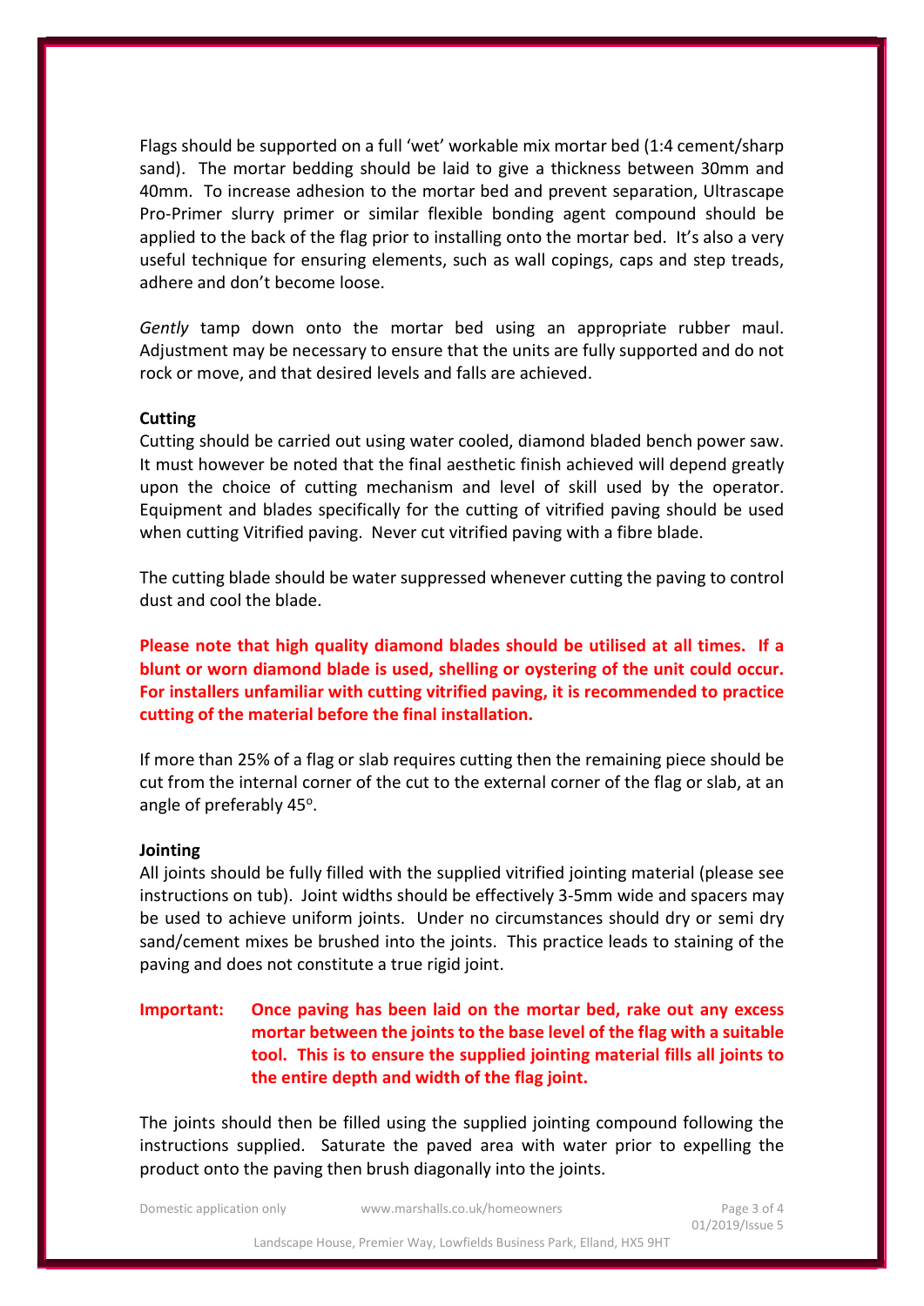Flags should be supported on a full 'wet' workable mix mortar bed (1:4 cement/sharp sand). The mortar bedding should be laid to give a thickness between 30mm and 40mm. To increase adhesion to the mortar bed and prevent separation, Ultrascape Pro-Primer slurry primer or similar flexible bonding agent compound should be applied to the back of the flag prior to installing onto the mortar bed. It's also a very useful technique for ensuring elements, such as wall copings, caps and step treads, adhere and don't become loose.

*Gently* tamp down onto the mortar bed using an appropriate rubber maul. Adjustment may be necessary to ensure that the units are fully supported and do not rock or move, and that desired levels and falls are achieved.

**Cutting**

Cutting should be carried out using water cooled, diamond bladed bench power saw. It must however be noted that the final aesthetic finish achieved will depend greatly upon the choice of cutting mechanism and level of skill used by the operator. Equipment and blades specifically for the cutting of vitrified paving should be used when cutting Vitrified paving. Never cut vitrified paving with a fibre blade.

The cutting blade should be water suppressed whenever cutting the paving to control dust and cool the blade.

**Please note that high quality diamond blades should be utilised at all times. If a blunt or worn diamond blade is used, shelling or oystering of the unit could occur. For installers unfamiliar with cutting vitrified paving, it is recommended to practice cutting of the material before the final installation.**

If more than 25% of a flag or slab requires cutting then the remaining piece should be cut from the internal corner of the cut to the external corner of the flag or slab, at an angle of preferably 45°.

**Jointing**

All joints should be fully filled with the supplied vitrified jointing material (please see instructions on tub). Joint widths should be effectively 3-5mm wide and spacers may be used to achieve uniform joints. Under no circumstances should dry or semi dry sand/cement mixes be brushed into the joints. This practice leads to staining of the paving and does not constitute a true rigid joint.

**Important: Once paving has been laid on the mortar bed, rake out any excess mortar between the joints to the base level of the flag with a suitable tool. This is to ensure the supplied jointing material fills all joints to the entire depth and width of the flag joint.**

The joints should then be filled using the supplied jointing compound following the instructions supplied. Saturate the paved area with water prior to expelling the product onto the paving then brush diagonally into the joints.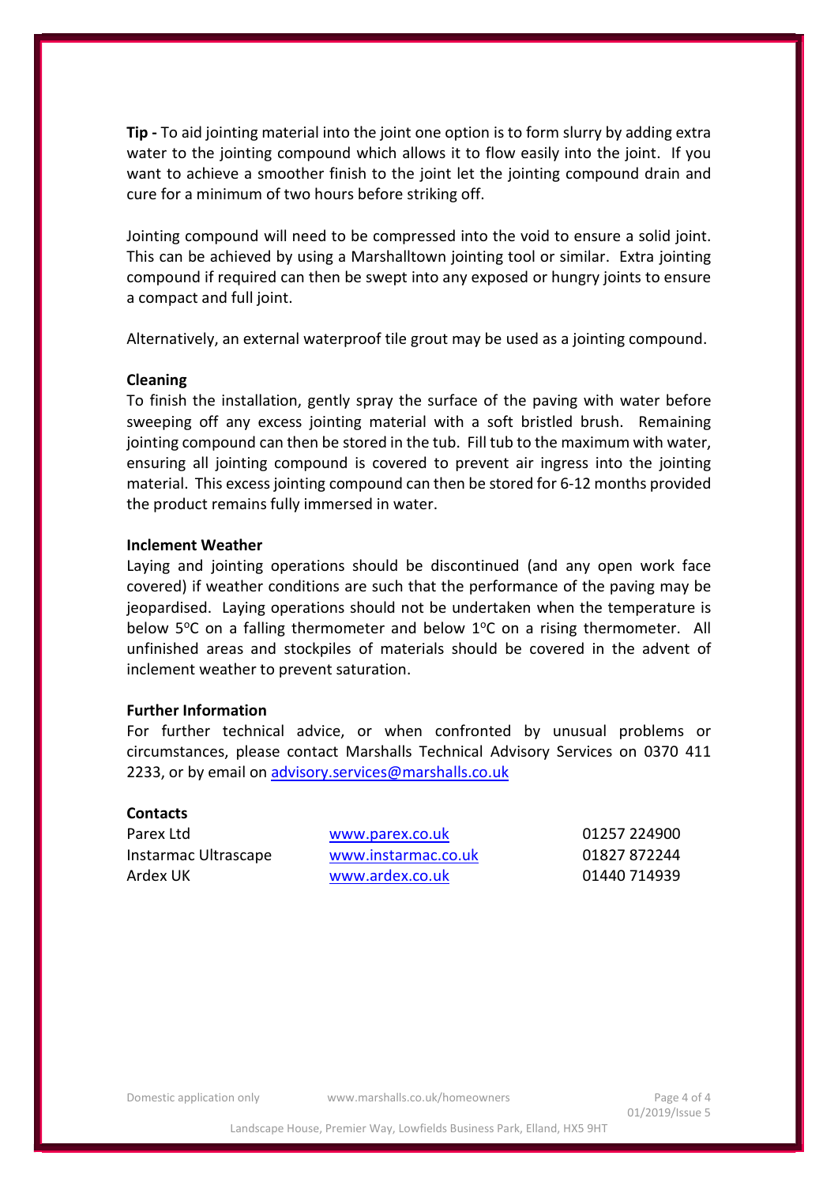**Tip -** To aid jointing material into the joint one option is to form slurry by adding extra water to the jointing compound which allows it to flow easily into the joint. If you want to achieve a smoother finish to the joint let the jointing compound drain and cure for a minimum of two hours before striking off.

Jointing compound will need to be compressed into the void to ensure a solid joint. This can be achieved by using a Marshalltown jointing tool or similar. Extra jointing compound if required can then be swept into any exposed or hungry joints to ensure a compact and full joint.

Alternatively, an external waterproof tile grout may be used as a jointing compound.

**Cleaning**

To finish the installation, gently spray the surface of the paving with water before sweeping off any excess jointing material with a soft bristled brush. Remaining jointing compound can then be stored in the tub. Fill tub to the maximum with water, ensuring all jointing compound is covered to prevent air ingress into the jointing material. This excess jointing compound can then be stored for 6-12 months provided the product remains fully immersed in water.

**Inclement Weather**

Laying and jointing operations should be discontinued (and any open work face covered) if weather conditions are such that the performance of the paving may be jeopardised. Laying operations should not be undertaken when the temperature is below 5°C on a falling thermometer and below 1°C on a rising thermometer. All unfinished areas and stockpiles of materials should be covered in the advent of inclement weather to prevent saturation.

**Further Information**

For further technical advice, or when confronted by unusual problems or circumstances, please contact Marshalls Technical Advisory Services on 0370 411 2233, or by email on advisory.services@marshalls.co.uk

**Contacts**

| | | |
|---|---|---|
| Parex Ltd | www.parex.co.uk | 01257 224900 |
| Instarmac Ultrascape | www.instarmac.co.uk | 01827 872244 |
| Ardex UK | www.ardex.co.uk | 01440 714939 |

Domestic application only www.marshalls.co.uk/homeowners 01/2019/Issue 5

Landscape House, Premier Way, Lowfields Business Park, Elland, HX5 9HT